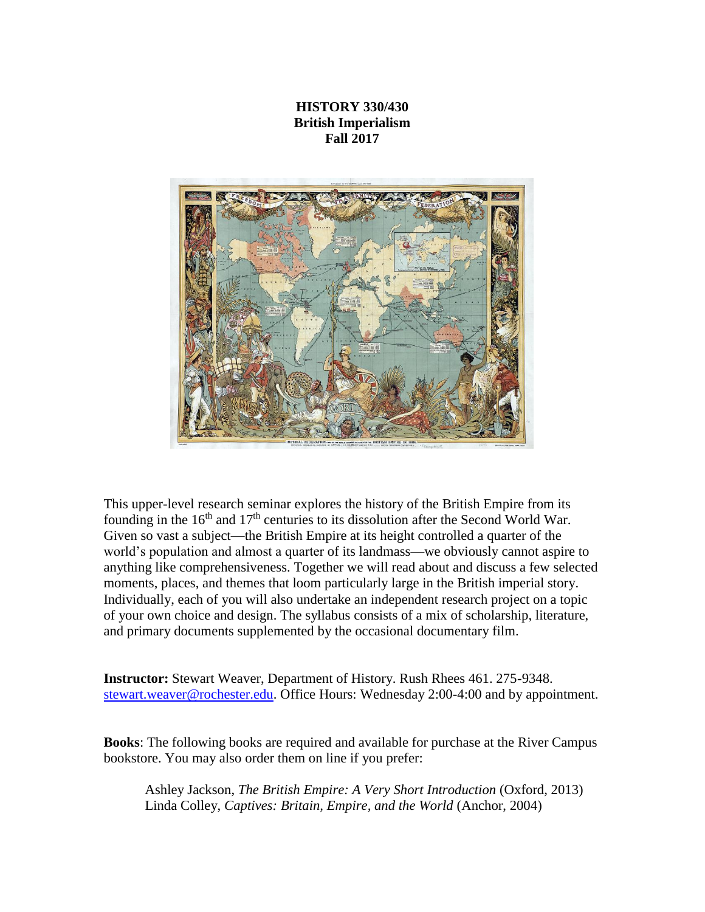# HISTORY 330/430
# British Imperialism
# Fall 2017

This upper-level research seminar explores the history of the British Empire from its founding in the 16th and 17th centuries to its dissolution after the Second World War. Given so vast a subject—the British Empire at its height controlled a quarter of the world's population and almost a quarter of its landmass—we obviously cannot aspire to anything like comprehensiveness. Together we will read about and discuss a few selected moments, places, and themes that loom particularly large in the British imperial story. Individually, each of you will also undertake an independent research project on a topic of your own choice and design. The syllabus consists of a mix of scholarship, literature, and primary documents supplemented by the occasional documentary film.

**Instructor:** Stewart Weaver, Department of History. Rush Rhees 461. 275-9348. stewart.weaver@rochester.edu. Office Hours: Wednesday 2:00-4:00 and by appointment.

**Books**: The following books are required and available for purchase at the River Campus bookstore. You may also order them on line if you prefer:

Ashley Jackson, *The British Empire: A Very Short Introduction* (Oxford, 2013)
Linda Colley, *Captives: Britain, Empire, and the World* (Anchor, 2004)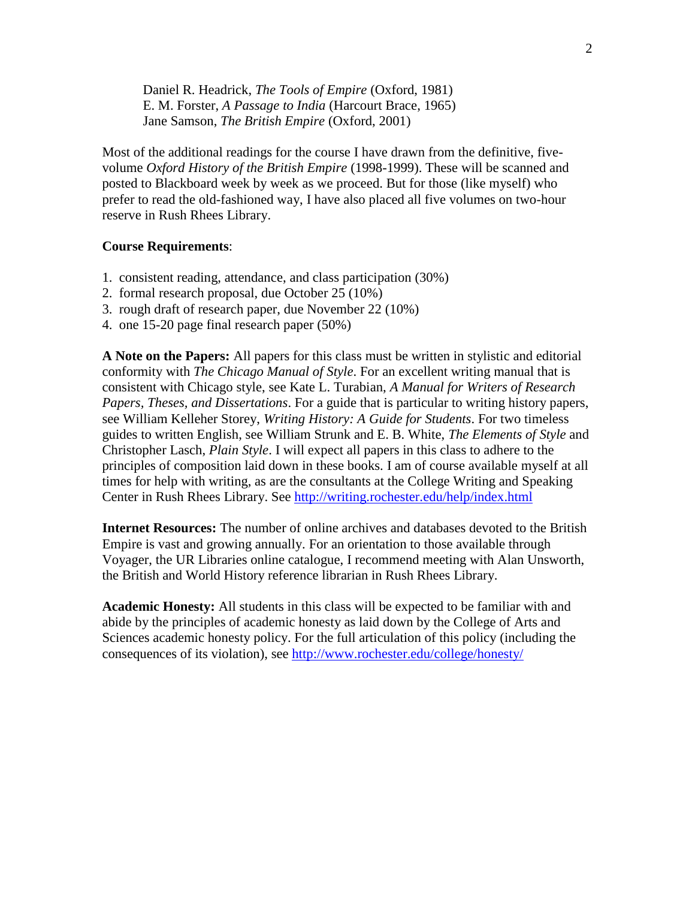Daniel R. Headrick, *The Tools of Empire* (Oxford, 1981)
E. M. Forster, *A Passage to India* (Harcourt Brace, 1965)
Jane Samson, *The British Empire* (Oxford, 2001)

Most of the additional readings for the course I have drawn from the definitive, five-volume *Oxford History of the British Empire* (1998-1999). These will be scanned and posted to Blackboard week by week as we proceed. But for those (like myself) who prefer to read the old-fashioned way, I have also placed all five volumes on two-hour reserve in Rush Rhees Library.

**Course Requirements**:

1. consistent reading, attendance, and class participation (30%)
2. formal research proposal, due October 25 (10%)
3. rough draft of research paper, due November 22 (10%)
4. one 15-20 page final research paper (50%)

**A Note on the Papers:** All papers for this class must be written in stylistic and editorial conformity with *The Chicago Manual of Style*. For an excellent writing manual that is consistent with Chicago style, see Kate L. Turabian, *A Manual for Writers of Research Papers, Theses, and Dissertations*. For a guide that is particular to writing history papers, see William Kelleher Storey, *Writing History: A Guide for Students*. For two timeless guides to written English, see William Strunk and E. B. White, *The Elements of Style* and Christopher Lasch, *Plain Style*. I will expect all papers in this class to adhere to the principles of composition laid down in these books. I am of course available myself at all times for help with writing, as are the consultants at the College Writing and Speaking Center in Rush Rhees Library. See http://writing.rochester.edu/help/index.html

**Internet Resources:** The number of online archives and databases devoted to the British Empire is vast and growing annually. For an orientation to those available through Voyager, the UR Libraries online catalogue, I recommend meeting with Alan Unsworth, the British and World History reference librarian in Rush Rhees Library.

**Academic Honesty:** All students in this class will be expected to be familiar with and abide by the principles of academic honesty as laid down by the College of Arts and Sciences academic honesty policy. For the full articulation of this policy (including the consequences of its violation), see http://www.rochester.edu/college/honesty/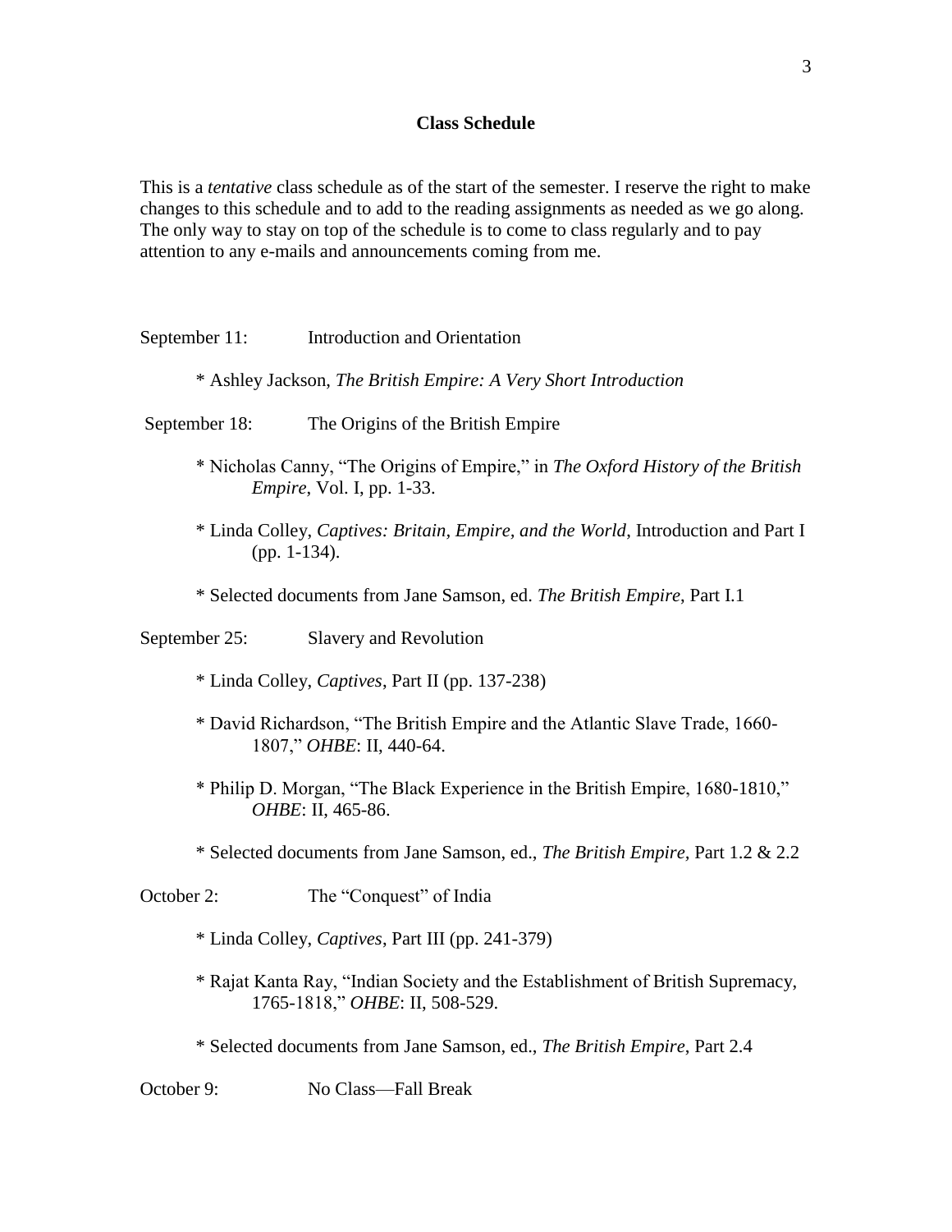## Class Schedule

This is a *tentative* class schedule as of the start of the semester. I reserve the right to make changes to this schedule and to add to the reading assignments as needed as we go along. The only way to stay on top of the schedule is to come to class regularly and to pay attention to any e-mails and announcements coming from me.

September 11: Introduction and Orientation

* Ashley Jackson, *The British Empire: A Very Short Introduction*

September 18: The Origins of the British Empire

* Nicholas Canny, "The Origins of Empire," in *The Oxford History of the British Empire*, Vol. I, pp. 1-33.

* Linda Colley, *Captives: Britain, Empire, and the World*, Introduction and Part I (pp. 1-134).

* Selected documents from Jane Samson, ed. *The British Empire*, Part I.1

September 25: Slavery and Revolution

* Linda Colley, *Captives*, Part II (pp. 137-238)

* David Richardson, "The British Empire and the Atlantic Slave Trade, 1660-1807," *OHBE*: II, 440-64.

* Philip D. Morgan, "The Black Experience in the British Empire, 1680-1810," *OHBE*: II, 465-86.

* Selected documents from Jane Samson, ed., *The British Empire,* Part 1.2 & 2.2

October 2: The "Conquest" of India

* Linda Colley, *Captives*, Part III (pp. 241-379)

* Rajat Kanta Ray, "Indian Society and the Establishment of British Supremacy, 1765-1818," *OHBE*: II, 508-529.

* Selected documents from Jane Samson, ed., *The British Empire*, Part 2.4

October 9: No Class—Fall Break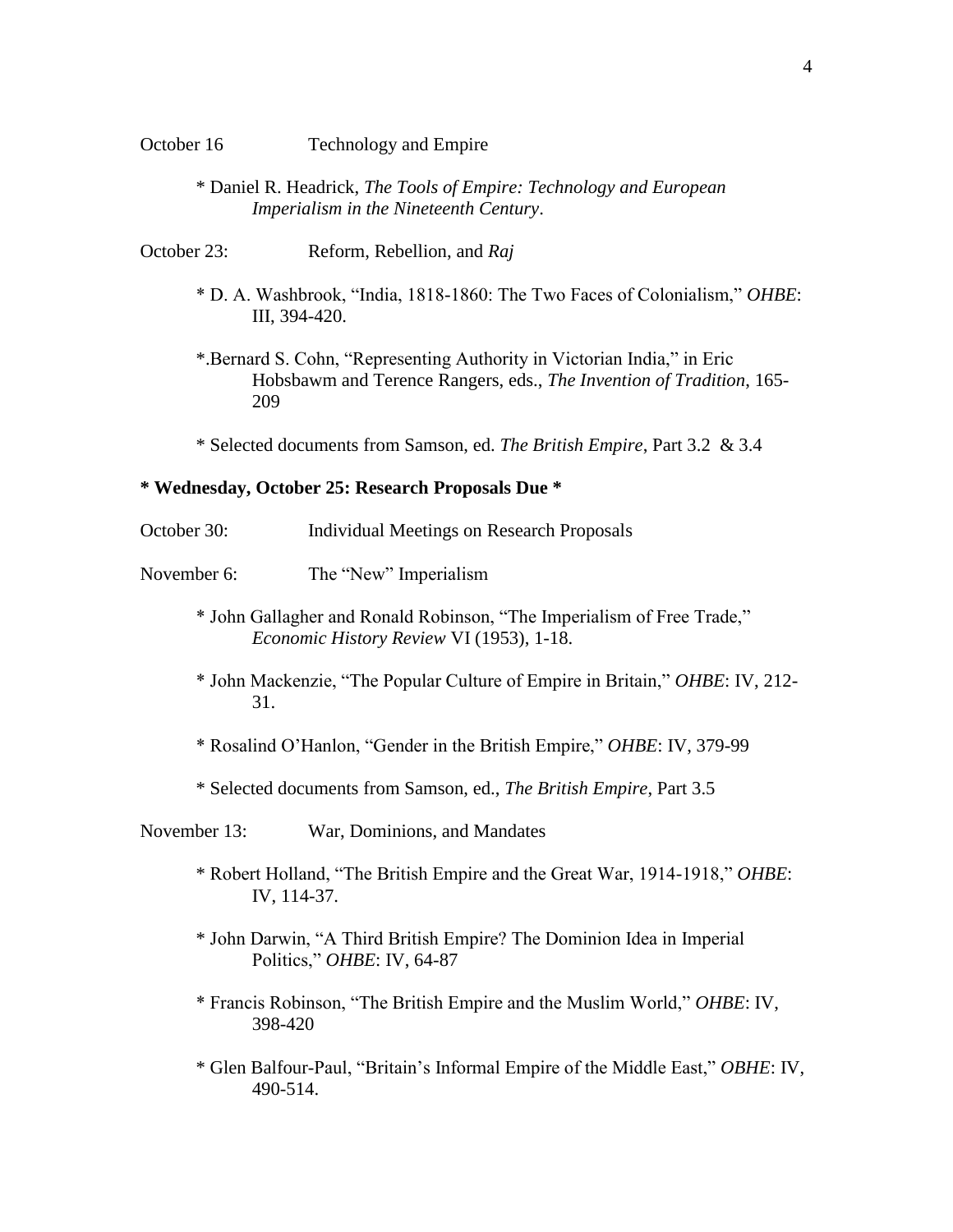October 16 Technology and Empire

* Daniel R. Headrick, *The Tools of Empire: Technology and European Imperialism in the Nineteenth Century*.

October 23: Reform, Rebellion, and *Raj*

* D. A. Washbrook, "India, 1818-1860: The Two Faces of Colonialism," *OHBE*: III, 394-420.

*.Bernard S. Cohn, "Representing Authority in Victorian India," in Eric Hobsbawm and Terence Rangers, eds., *The Invention of Tradition*, 165-209

* Selected documents from Samson, ed. *The British Empire*, Part 3.2 & 3.4

**\* Wednesday, October 25: Research Proposals Due \***

October 30: Individual Meetings on Research Proposals

November 6: The "New" Imperialism

* John Gallagher and Ronald Robinson, "The Imperialism of Free Trade," *Economic History Review* VI (1953), 1-18.

* John Mackenzie, "The Popular Culture of Empire in Britain," *OHBE*: IV, 212-31.

* Rosalind O'Hanlon, "Gender in the British Empire," *OHBE*: IV, 379-99

* Selected documents from Samson, ed., *The British Empire*, Part 3.5

November 13: War, Dominions, and Mandates

* Robert Holland, "The British Empire and the Great War, 1914-1918," *OHBE*: IV, 114-37.

* John Darwin, "A Third British Empire? The Dominion Idea in Imperial Politics," *OHBE*: IV, 64-87

* Francis Robinson, "The British Empire and the Muslim World," *OHBE*: IV, 398-420

* Glen Balfour-Paul, "Britain's Informal Empire of the Middle East," *OBHE*: IV, 490-514.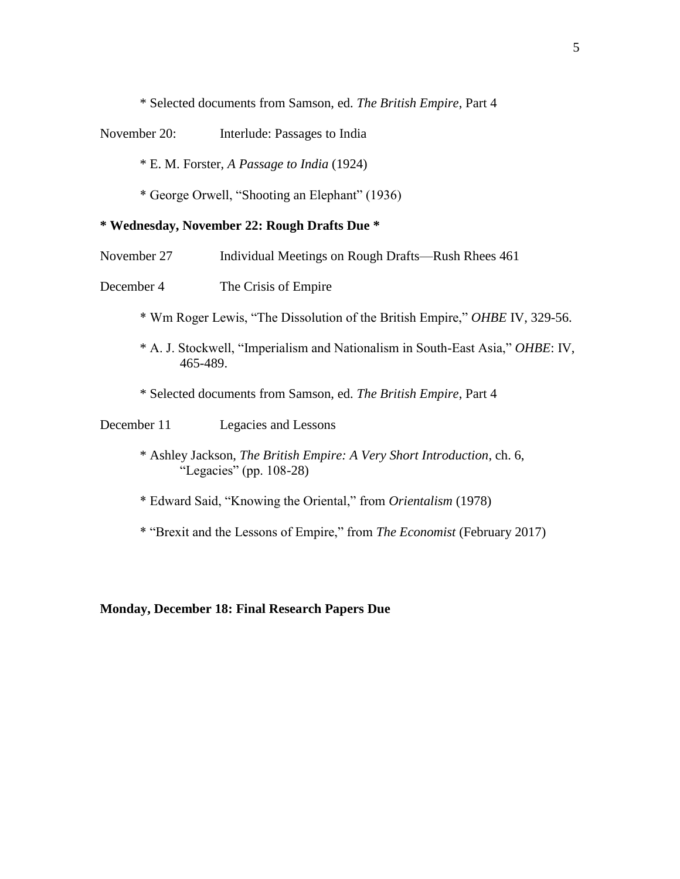* Selected documents from Samson, ed. *The British Empire*, Part 4

November 20: Interlude: Passages to India

* E. M. Forster, *A Passage to India* (1924)

* George Orwell, "Shooting an Elephant" (1936)

**\* Wednesday, November 22: Rough Drafts Due \***

November 27 Individual Meetings on Rough Drafts—Rush Rhees 461

December 4 The Crisis of Empire

* Wm Roger Lewis, "The Dissolution of the British Empire," *OHBE* IV, 329-56.

* A. J. Stockwell, "Imperialism and Nationalism in South-East Asia," *OHBE*: IV, 465-489.

* Selected documents from Samson, ed. *The British Empire*, Part 4

December 11 Legacies and Lessons

* Ashley Jackson, *The British Empire: A Very Short Introduction*, ch. 6, "Legacies" (pp. 108-28)

* Edward Said, "Knowing the Oriental," from *Orientalism* (1978)

* "Brexit and the Lessons of Empire," from *The Economist* (February 2017)

**Monday, December 18: Final Research Papers Due**